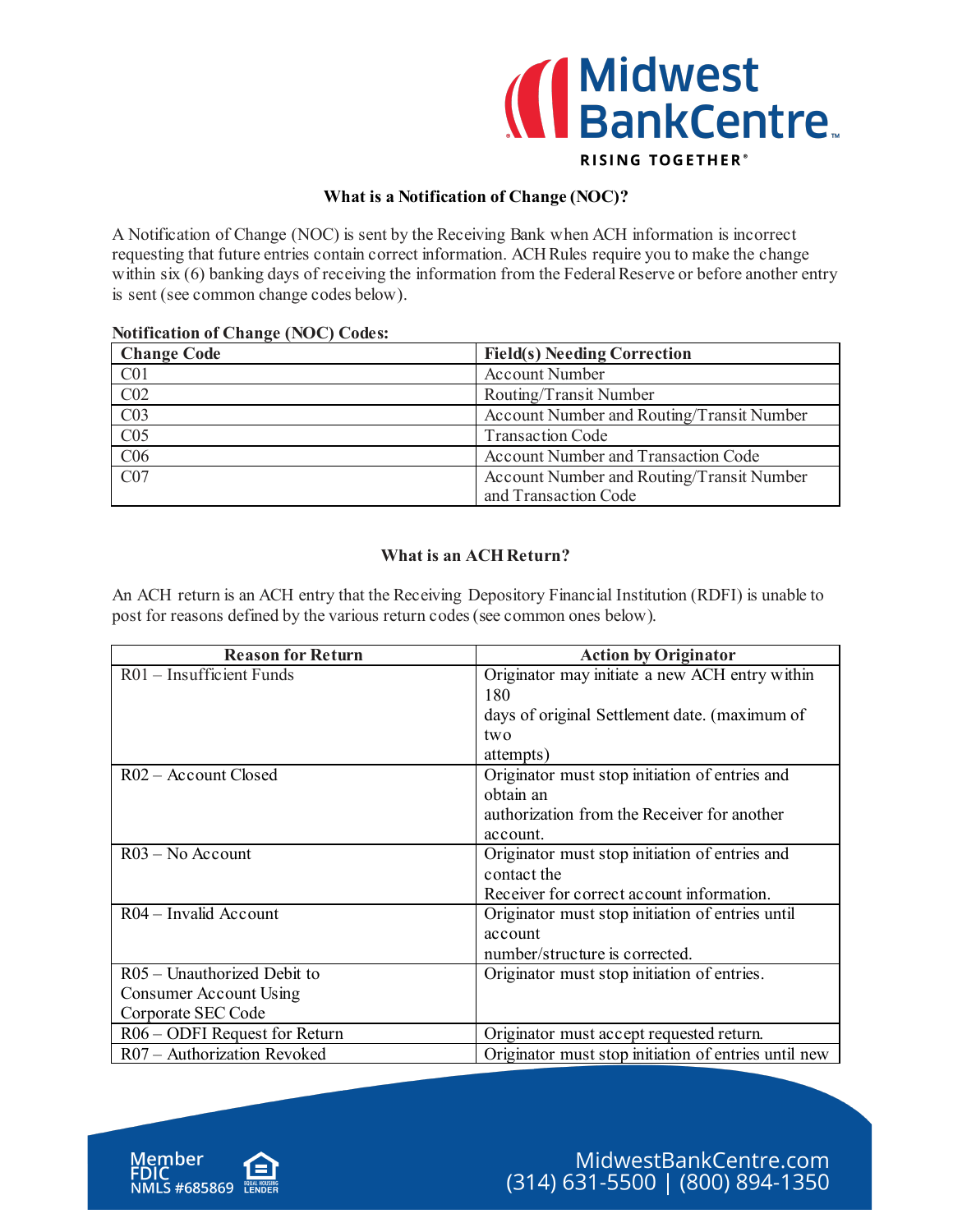## What is a Notification of Change (NOC)?

A Notification of Change (NOC) is sent by the Receiving Bank when ACH information is incorrect requesting that future entries contain correct information. ACH Rules require you to make the change within six (6) banking days of receiving the information from the Federal Reserve or before another entry is sent (see common change codes below).

**Notification of Change (NOC) Codes:**

| Change Code | Field(s) Needing Correction |
|---|---|
| C01 | Account Number |
| C02 | Routing/Transit Number |
| C03 | Account Number and Routing/Transit Number |
| C05 | Transaction Code |
| C06 | Account Number and Transaction Code |
| C07 | Account Number and Routing/Transit Number and Transaction Code |

## What is an ACH Return?

An ACH return is an ACH entry that the Receiving Depository Financial Institution (RDFI) is unable to post for reasons defined by the various return codes (see common ones below).

| Reason for Return | Action by Originator |
|---|---|
| R01 – Insufficient Funds | Originator may initiate a new ACH entry within 180 days of original Settlement date. (maximum of two attempts) |
| R02 – Account Closed | Originator must stop initiation of entries and obtain an authorization from the Receiver for another account. |
| R03 – No Account | Originator must stop initiation of entries and contact the Receiver for correct account information. |
| R04 – Invalid Account | Originator must stop initiation of entries until account number/structure is corrected. |
| R05 – Unauthorized Debit to Consumer Account Using Corporate SEC Code | Originator must stop initiation of entries. |
| R06 – ODFI Request for Return | Originator must accept requested return. |
| R07 – Authorization Revoked | Originator must stop initiation of entries until new |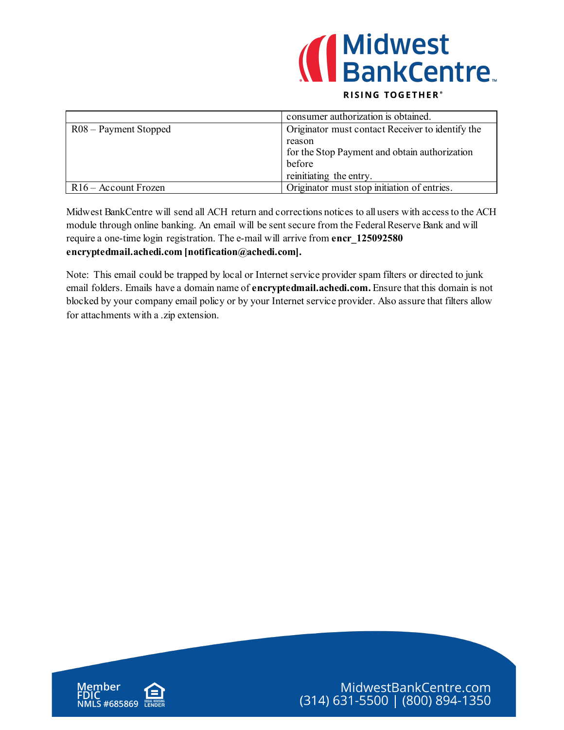| | |
|---|---|
| | consumer authorization is obtained. |
| R08 – Payment Stopped | Originator must contact Receiver to identify the reason for the Stop Payment and obtain authorization before reinitiating the entry. |
| R16 – Account Frozen | Originator must stop initiation of entries. |

Midwest BankCentre will send all ACH return and corrections notices to all users with access to the ACH module through online banking. An email will be sent secure from the Federal Reserve Bank and will require a one-time login registration. The e-mail will arrive from **encr_125092580 encryptedmail.achedi.com [notification@achedi.com].**

Note: This email could be trapped by local or Internet service provider spam filters or directed to junk email folders. Emails have a domain name of **encryptedmail.achedi.com.** Ensure that this domain is not blocked by your company email policy or by your Internet service provider. Also assure that filters allow for attachments with a .zip extension.